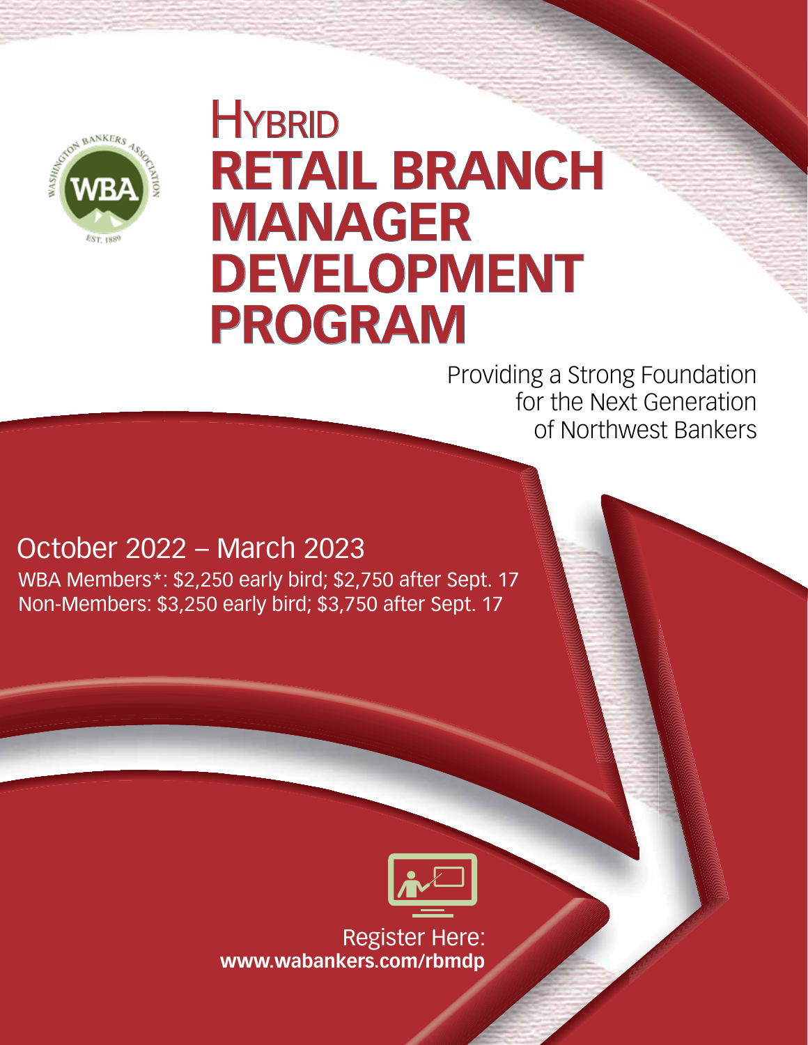# HYBRID RETAIL BRANCH MANAGER DEVELOPMENT PROGRAM

Providing a Strong Foundation for the Next Generation of Northwest Bankers

## October 2022 – March 2023

WBA Members*: $2,250 early bird; $2,750 after Sept. 17
Non-Members: $3,250 early bird; $3,750 after Sept. 17

Register Here:
**www.wabankers.com/rbmdp**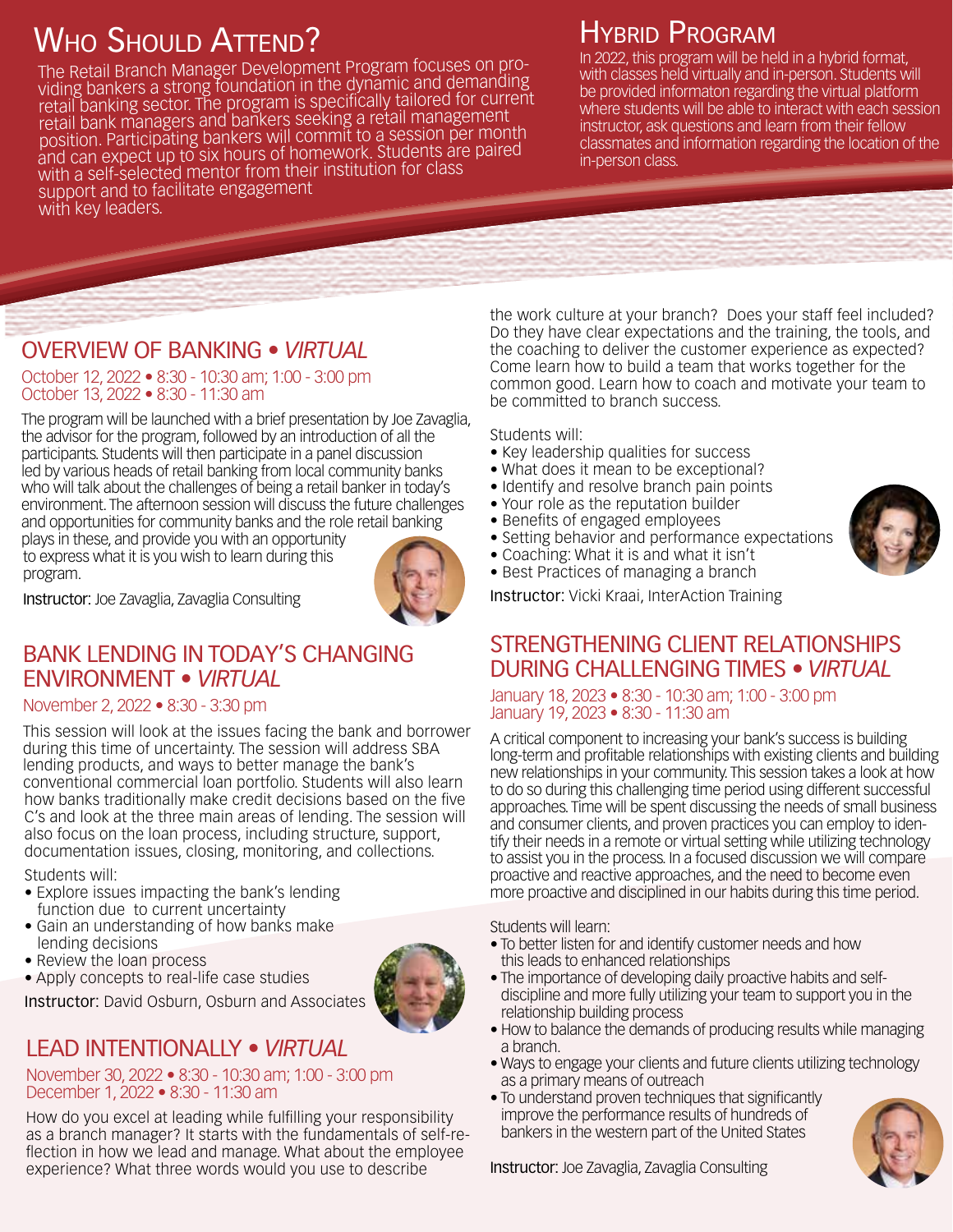## Who Should Attend?

The Retail Branch Manager Development Program focuses on providing bankers a strong foundation in the dynamic and demanding retail banking sector. The program is specifically tailored for current retail bank managers and bankers seeking a retail management position. Participating bankers will commit to a session per month and can expect up to six hours of homework. Students are paired with a self-selected mentor from their institution for class support and to facilitate engagement with key leaders.

## Hybrid Program

In 2022, this program will be held in a hybrid format, with classes held virtually and in-person. Students will be provided informaton regarding the virtual platform where students will be able to interact with each session instructor, ask questions and learn from their fellow classmates and information regarding the location of the in-person class.

## OVERVIEW OF BANKING • *VIRTUAL*

October 12, 2022 • 8:30 - 10:30 am; 1:00 - 3:00 pm
October 13, 2022 • 8:30 - 11:30 am

The program will be launched with a brief presentation by Joe Zavaglia, the advisor for the program, followed by an introduction of all the participants. Students will then participate in a panel discussion led by various heads of retail banking from local community banks who will talk about the challenges of being a retail banker in today's environment. The afternoon session will discuss the future challenges and opportunities for community banks and the role retail banking plays in these, and provide you with an opportunity to express what it is you wish to learn during this program.

Instructor: Joe Zavaglia, Zavaglia Consulting

## BANK LENDING IN TODAY'S CHANGING ENVIRONMENT • *VIRTUAL*

November 2, 2022 • 8:30 - 3:30 pm

This session will look at the issues facing the bank and borrower during this time of uncertainty. The session will address SBA lending products, and ways to better manage the bank's conventional commercial loan portfolio. Students will also learn how banks traditionally make credit decisions based on the five C's and look at the three main areas of lending. The session will also focus on the loan process, including structure, support, documentation issues, closing, monitoring, and collections.

Students will:

- Explore issues impacting the bank's lending function due to current uncertainty
- Gain an understanding of how banks make lending decisions
- Review the loan process
- Apply concepts to real-life case studies

Instructor: David Osburn, Osburn and Associates

## LEAD INTENTIONALLY • *VIRTUAL*

November 30, 2022 • 8:30 - 10:30 am; 1:00 - 3:00 pm
December 1, 2022 • 8:30 - 11:30 am

How do you excel at leading while fulfilling your responsibility as a branch manager? It starts with the fundamentals of self-reflection in how we lead and manage. What about the employee experience? What three words would you use to describe the work culture at your branch? Does your staff feel included? Do they have clear expectations and the training, the tools, and the coaching to deliver the customer experience as expected? Come learn how to build a team that works together for the common good. Learn how to coach and motivate your team to be committed to branch success.

Students will:

- Key leadership qualities for success
- What does it mean to be exceptional?
- Identify and resolve branch pain points
- Your role as the reputation builder
- Benefits of engaged employees
- Setting behavior and performance expectations
- Coaching: What it is and what it isn't
- Best Practices of managing a branch

Instructor: Vicki Kraai, InterAction Training

## STRENGTHENING CLIENT RELATIONSHIPS DURING CHALLENGING TIMES • *VIRTUAL*

January 18, 2023 • 8:30 - 10:30 am; 1:00 - 3:00 pm
January 19, 2023 • 8:30 - 11:30 am

A critical component to increasing your bank's success is building long-term and profitable relationships with existing clients and building new relationships in your community. This session takes a look at how to do so during this challenging time period using different successful approaches. Time will be spent discussing the needs of small business and consumer clients, and proven practices you can employ to identify their needs in a remote or virtual setting while utilizing technology to assist you in the process. In a focused discussion we will compare proactive and reactive approaches, and the need to become even more proactive and disciplined in our habits during this time period.

Students will learn:

- To better listen for and identify customer needs and how this leads to enhanced relationships
- The importance of developing daily proactive habits and self-discipline and more fully utilizing your team to support you in the relationship building process
- How to balance the demands of producing results while managing a branch.
- Ways to engage your clients and future clients utilizing technology as a primary means of outreach
- To understand proven techniques that significantly improve the performance results of hundreds of bankers in the western part of the United States

Instructor: Joe Zavaglia, Zavaglia Consulting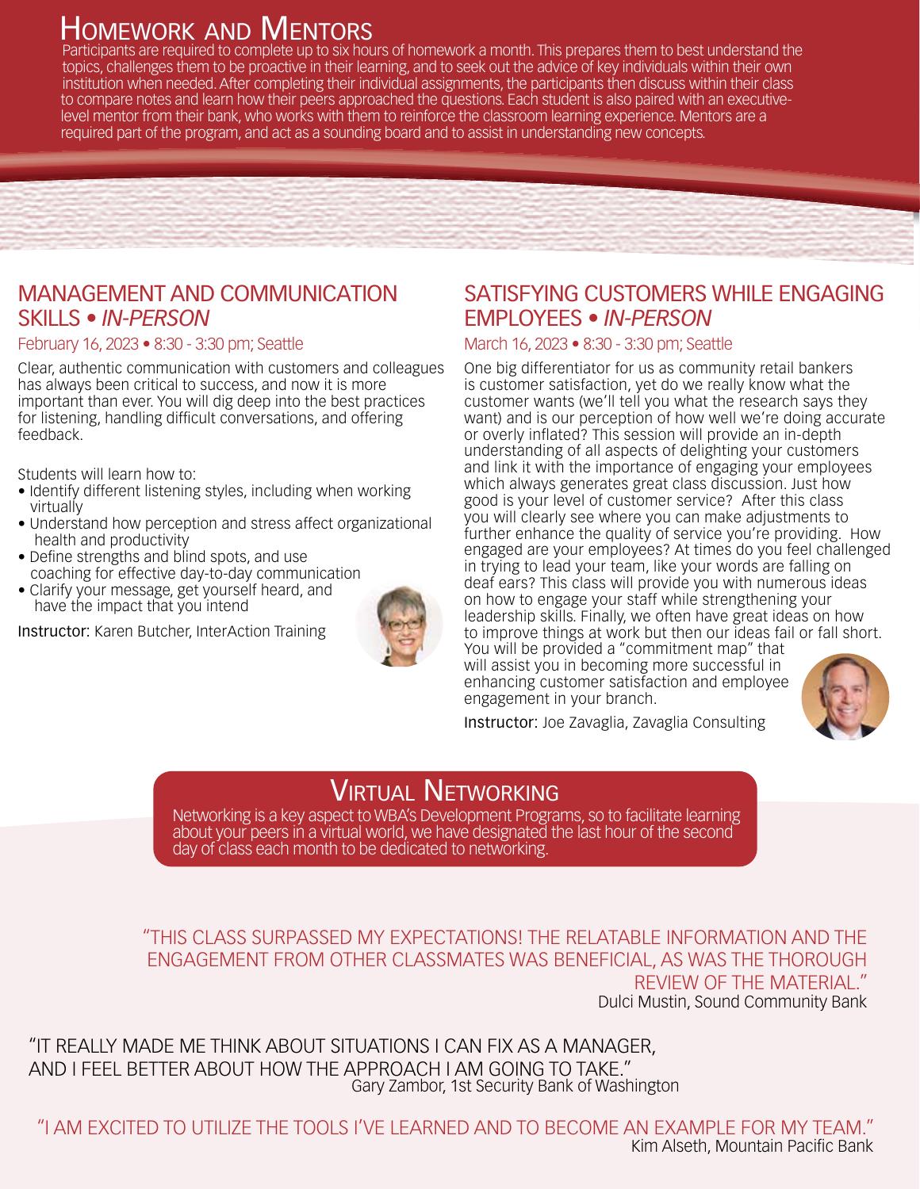# Homework and Mentors

Participants are required to complete up to six hours of homework a month. This prepares them to best understand the topics, challenges them to be proactive in their learning, and to seek out the advice of key individuals within their own institution when needed. After completing their individual assignments, the participants then discuss within their class to compare notes and learn how their peers approached the questions. Each student is also paired with an executive-level mentor from their bank, who works with them to reinforce the classroom learning experience. Mentors are a required part of the program, and act as a sounding board and to assist in understanding new concepts.

## MANAGEMENT AND COMMUNICATION SKILLS • *IN-PERSON*

February 16, 2023 • 8:30 - 3:30 pm; Seattle

Clear, authentic communication with customers and colleagues has always been critical to success, and now it is more important than ever. You will dig deep into the best practices for listening, handling difficult conversations, and offering feedback.

Students will learn how to:

- Identify different listening styles, including when working virtually
- Understand how perception and stress affect organizational health and productivity
- Define strengths and blind spots, and use coaching for effective day-to-day communication
- Clarify your message, get yourself heard, and have the impact that you intend

Instructor: Karen Butcher, InterAction Training

## SATISFYING CUSTOMERS WHILE ENGAGING EMPLOYEES • *IN-PERSON*

March 16, 2023 • 8:30 - 3:30 pm; Seattle

One big differentiator for us as community retail bankers is customer satisfaction, yet do we really know what the customer wants (we'll tell you what the research says they want) and is our perception of how well we're doing accurate or overly inflated? This session will provide an in-depth understanding of all aspects of delighting your customers and link it with the importance of engaging your employees which always generates great class discussion. Just how good is your level of customer service? After this class you will clearly see where you can make adjustments to further enhance the quality of service you're providing. How engaged are your employees? At times do you feel challenged in trying to lead your team, like your words are falling on deaf ears? This class will provide you with numerous ideas on how to engage your staff while strengthening your leadership skills. Finally, we often have great ideas on how to improve things at work but then our ideas fail or fall short. You will be provided a "commitment map" that will assist you in becoming more successful in enhancing customer satisfaction and employee engagement in your branch.

Instructor: Joe Zavaglia, Zavaglia Consulting

# Virtual Networking

Networking is a key aspect to WBA's Development Programs, so to facilitate learning about your peers in a virtual world, we have designated the last hour of the second day of class each month to be dedicated to networking.

"THIS CLASS SURPASSED MY EXPECTATIONS! THE RELATABLE INFORMATION AND THE ENGAGEMENT FROM OTHER CLASSMATES WAS BENEFICIAL, AS WAS THE THOROUGH REVIEW OF THE MATERIAL."
Dulci Mustin, Sound Community Bank

"IT REALLY MADE ME THINK ABOUT SITUATIONS I CAN FIX AS A MANAGER, AND I FEEL BETTER ABOUT HOW THE APPROACH I AM GOING TO TAKE."
Gary Zambor, 1st Security Bank of Washington

"I AM EXCITED TO UTILIZE THE TOOLS I'VE LEARNED AND TO BECOME AN EXAMPLE FOR MY TEAM."
Kim Alseth, Mountain Pacific Bank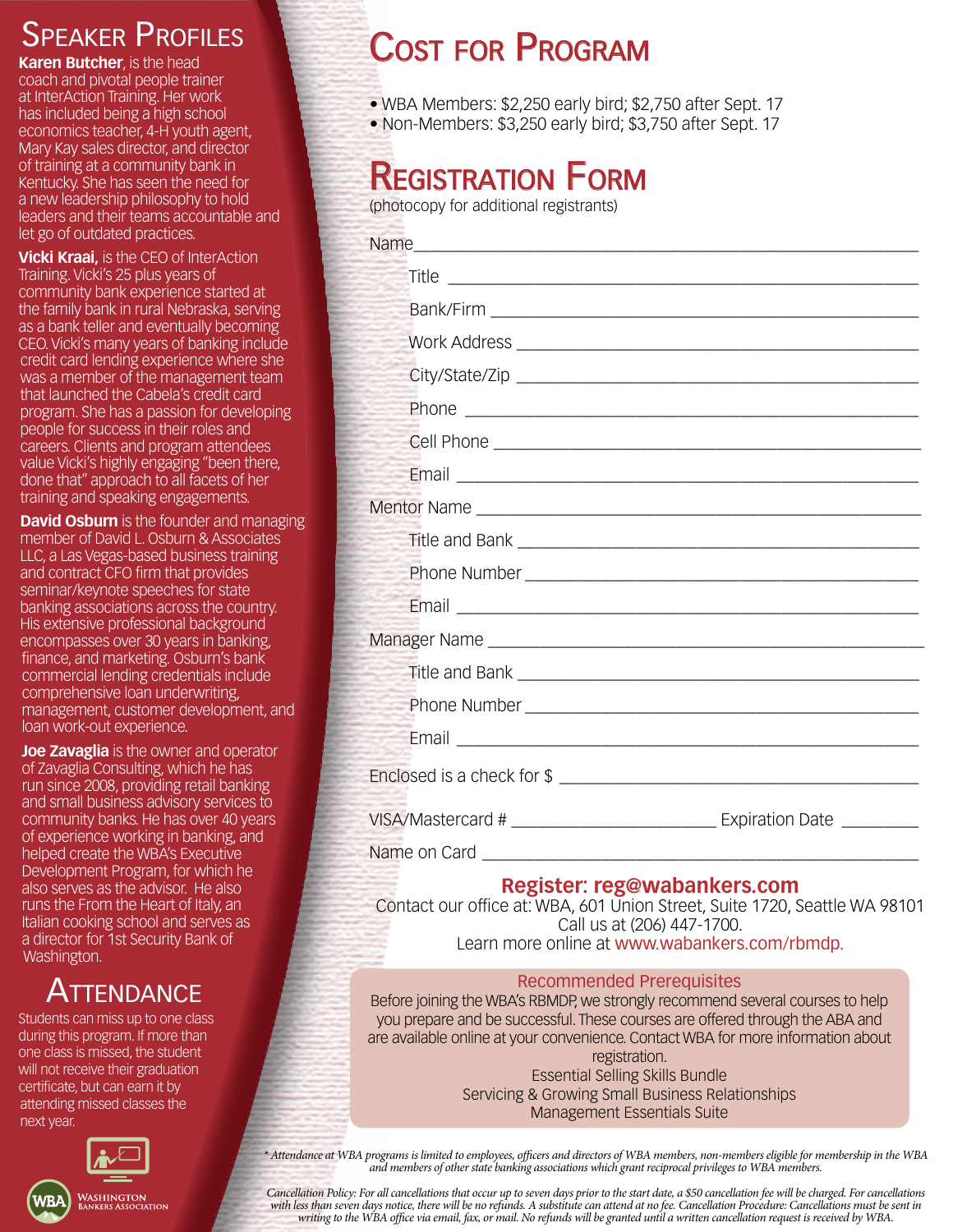## Speaker Profiles

**Karen Butcher**, is the head coach and pivotal people trainer at InterAction Training. Her work has included being a high school economics teacher, 4-H youth agent, Mary Kay sales director, and director of training at a community bank in Kentucky. She has seen the need for a new leadership philosophy to hold leaders and their teams accountable and let go of outdated practices.

**Vicki Kraai**, is the CEO of InterAction Training. Vicki's 25 plus years of community bank experience started at the family bank in rural Nebraska, serving as a bank teller and eventually becoming CEO. Vicki's many years of banking include credit card lending experience where she was a member of the management team that launched the Cabela's credit card program. She has a passion for developing people for success in their roles and careers. Clients and program attendees value Vicki's highly engaging "been there, done that" approach to all facets of her training and speaking engagements.

**David Osburn** is the founder and managing member of David L. Osburn & Associates LLC, a Las Vegas-based business training and contract CFO firm that provides seminar/keynote speeches for state banking associations across the country. His extensive professional background encompasses over 30 years in banking, finance, and marketing. Osburn's bank commercial lending credentials include comprehensive loan underwriting, management, customer development, and loan work-out experience.

**Joe Zavaglia** is the owner and operator of Zavaglia Consulting, which he has run since 2008, providing retail banking and small business advisory services to community banks. He has over 40 years of experience working in banking, and helped create the WBA's Executive Development Program, for which he also serves as the advisor. He also runs the From the Heart of Italy, an Italian cooking school and serves as a director for 1st Security Bank of Washington.

## Attendance

Students can miss up to one class during this program. If more than one class is missed, the student will not receive their graduation certificate, but can earn it by attending missed classes the next year.

WBA Washington Bankers Association

## Cost for Program

- WBA Members: $2,250 early bird; $2,750 after Sept. 17
- Non-Members: $3,250 early bird; $3,750 after Sept. 17

## Registration Form

(photocopy for additional registrants)

Name ______________________________

Title ______________________________

Bank/Firm ______________________________

Work Address ______________________________

City/State/Zip ______________________________

Phone ______________________________

Cell Phone ______________________________

Email ______________________________

Mentor Name ______________________________

Title and Bank ______________________________

Phone Number ______________________________

Email ______________________________

Manager Name ______________________________

Title and Bank ______________________________

Phone Number ______________________________

Email ______________________________

Enclosed is a check for $ ______________________________

VISA/Mastercard # ______________ Expiration Date ________

Name on Card ______________________________

**Register: reg@wabankers.com**

Contact our office at: WBA, 601 Union Street, Suite 1720, Seattle WA 98101
Call us at (206) 447-1700.
Learn more online at www.wabankers.com/rbmdp.

### Recommended Prerequisites

Before joining the WBA's RBMDP, we strongly recommend several courses to help you prepare and be successful. These courses are offered through the ABA and are available online at your convenience. Contact WBA for more information about registration.

Essential Selling Skills Bundle
Servicing & Growing Small Business Relationships
Management Essentials Suite

*\* Attendance at WBA programs is limited to employees, officers and directors of WBA members, non-members eligible for membership in the WBA and members of other state banking associations which grant reciprocal privileges to WBA members.*

*Cancellation Policy: For all cancellations that occur up to seven days prior to the start date, a $50 cancellation fee will be charged. For cancellations with less than seven days notice, there will be no refunds. A substitute can attend at no fee. Cancellation Procedure: Cancellations must be sent in writing to the WBA office via email, fax, or mail. No refunds will be granted until a written cancellation request is received by WBA.*